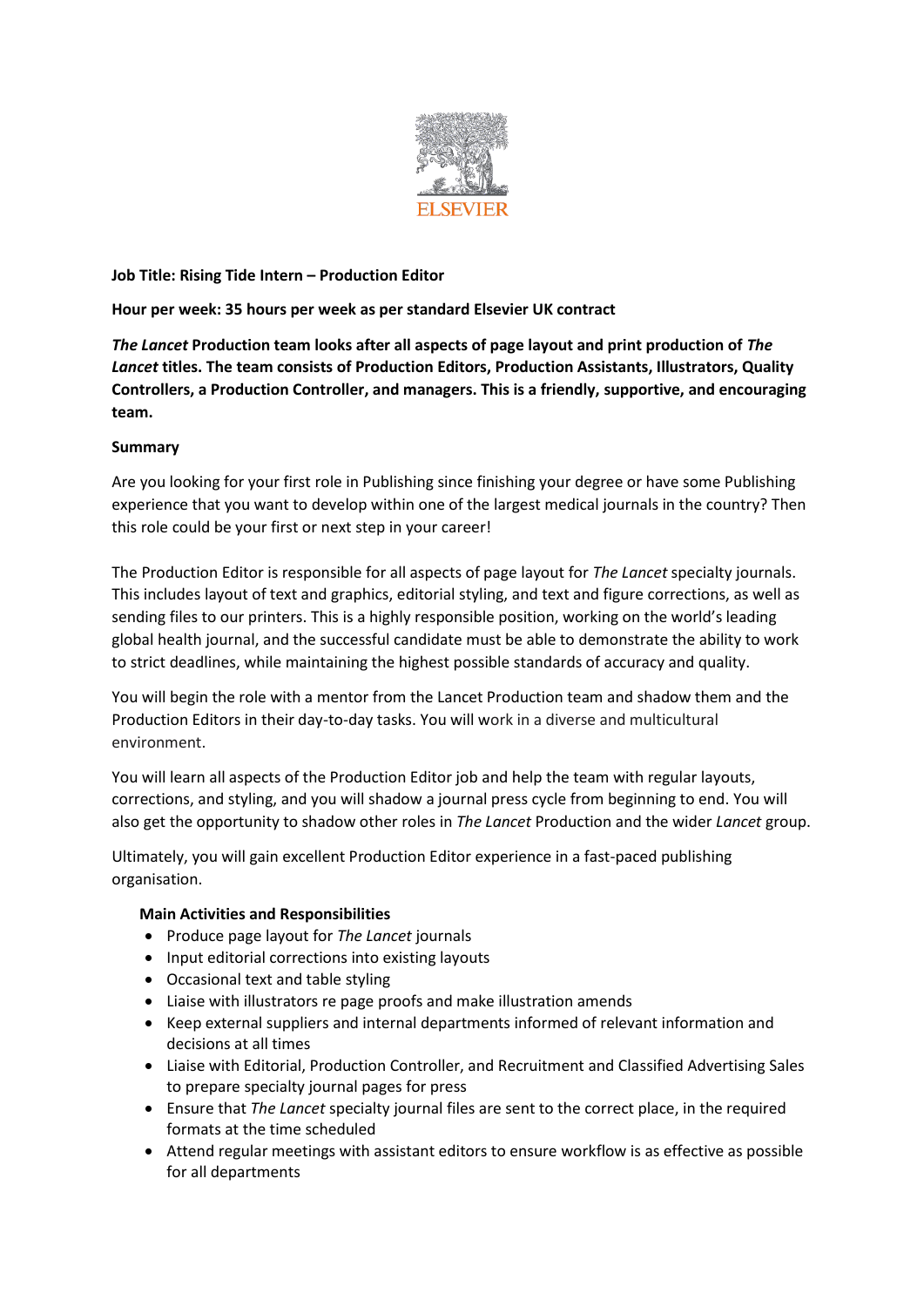ELSEVIER

**Job Title: Rising Tide Intern – Production Editor**

**Hour per week: 35 hours per week as per standard Elsevier UK contract**

***The Lancet* Production team looks after all aspects of page layout and print production of *The Lancet* titles. The team consists of Production Editors, Production Assistants, Illustrators, Quality Controllers, a Production Controller, and managers. This is a friendly, supportive, and encouraging team.**

**Summary**

Are you looking for your first role in Publishing since finishing your degree or have some Publishing experience that you want to develop within one of the largest medical journals in the country? Then this role could be your first or next step in your career!

The Production Editor is responsible for all aspects of page layout for *The Lancet* specialty journals. This includes layout of text and graphics, editorial styling, and text and figure corrections, as well as sending files to our printers. This is a highly responsible position, working on the world's leading global health journal, and the successful candidate must be able to demonstrate the ability to work to strict deadlines, while maintaining the highest possible standards of accuracy and quality.

You will begin the role with a mentor from the Lancet Production team and shadow them and the Production Editors in their day-to-day tasks. You will work in a diverse and multicultural environment.

You will learn all aspects of the Production Editor job and help the team with regular layouts, corrections, and styling, and you will shadow a journal press cycle from beginning to end. You will also get the opportunity to shadow other roles in *The Lancet* Production and the wider *Lancet* group.

Ultimately, you will gain excellent Production Editor experience in a fast-paced publishing organisation.

**Main Activities and Responsibilities**

- Produce page layout for *The Lancet* journals
- Input editorial corrections into existing layouts
- Occasional text and table styling
- Liaise with illustrators re page proofs and make illustration amends
- Keep external suppliers and internal departments informed of relevant information and decisions at all times
- Liaise with Editorial, Production Controller, and Recruitment and Classified Advertising Sales to prepare specialty journal pages for press
- Ensure that *The Lancet* specialty journal files are sent to the correct place, in the required formats at the time scheduled
- Attend regular meetings with assistant editors to ensure workflow is as effective as possible for all departments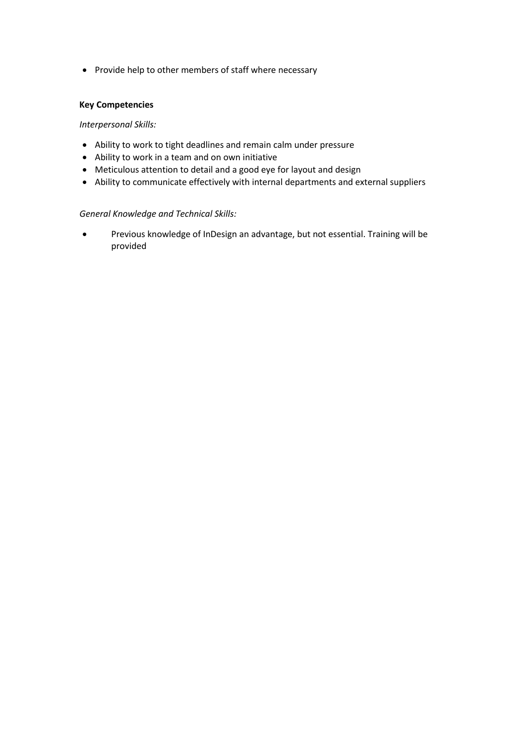- Provide help to other members of staff where necessary

**Key Competencies**

*Interpersonal Skills:*

- Ability to work to tight deadlines and remain calm under pressure
- Ability to work in a team and on own initiative
- Meticulous attention to detail and a good eye for layout and design
- Ability to communicate effectively with internal departments and external suppliers

*General Knowledge and Technical Skills:*

- Previous knowledge of InDesign an advantage, but not essential. Training will be provided